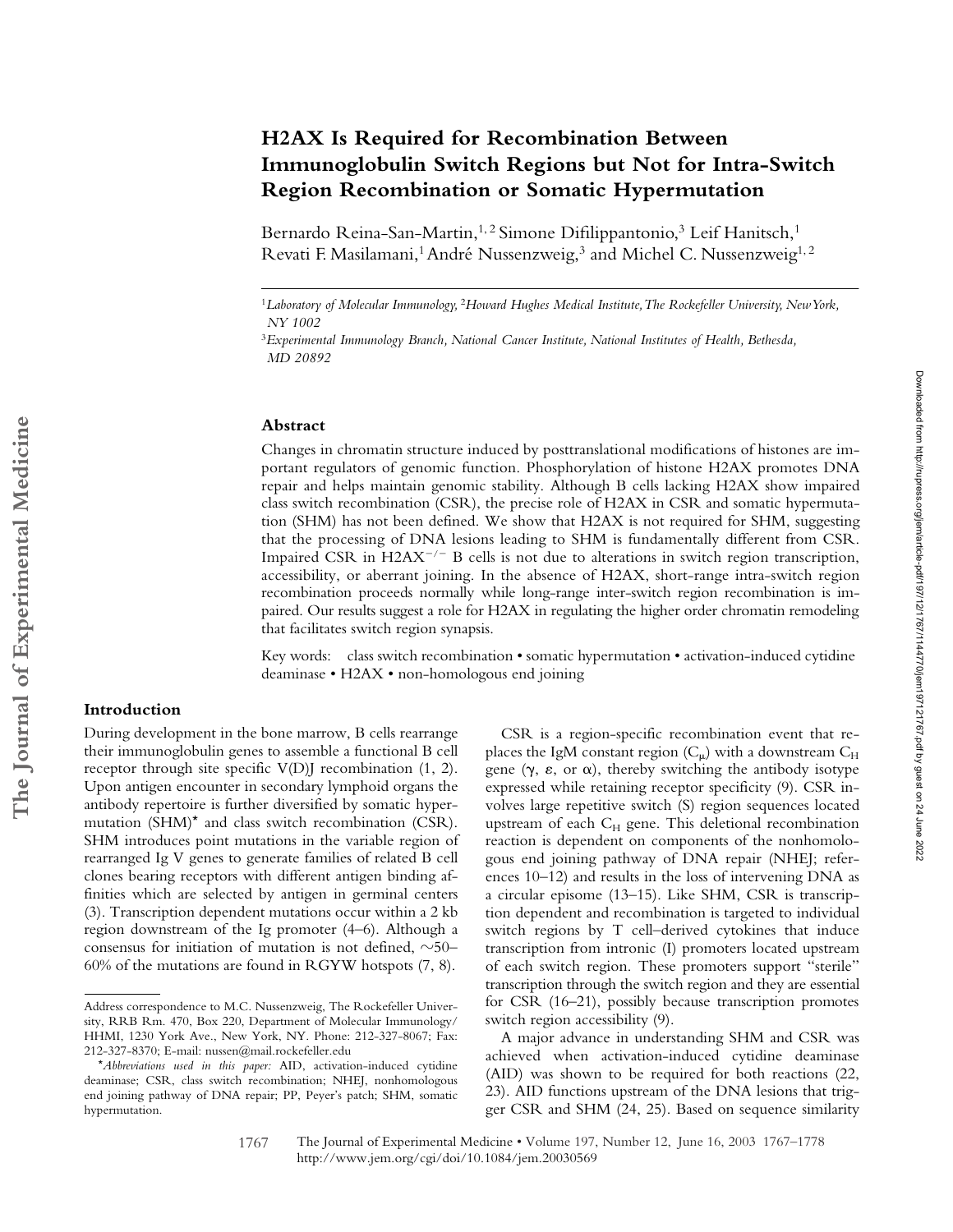# H2AX Is Required for Recombination Between Immunoglobulin Switch Regions but Not for Intra-Switch Region Recombination or Somatic Hypermutation

Bernardo Reina-San-Martin,[1,2] Simone Difilippantonio,[3] Leif Hanitsch,[1] Revati F. Masilamani,[1] André Nussenzweig,[3] and Michel C. Nussenzweig[1,2]

[1]*Laboratory of Molecular Immunology,* [2]*Howard Hughes Medical Institute, The Rockefeller University, New York, NY 1002*

[3]*Experimental Immunology Branch, National Cancer Institute, National Institutes of Health, Bethesda, MD 20892*

## Abstract

Changes in chromatin structure induced by posttranslational modifications of histones are important regulators of genomic function. Phosphorylation of histone H2AX promotes DNA repair and helps maintain genomic stability. Although B cells lacking H2AX show impaired class switch recombination (CSR), the precise role of H2AX in CSR and somatic hypermutation (SHM) has not been defined. We show that H2AX is not required for SHM, suggesting that the processing of DNA lesions leading to SHM is fundamentally different from CSR. Impaired CSR in H2AX$^{-/-}$ B cells is not due to alterations in switch region transcription, accessibility, or aberrant joining. In the absence of H2AX, short-range intra-switch region recombination proceeds normally while long-range inter-switch region recombination is impaired. Our results suggest a role for H2AX in regulating the higher order chromatin remodeling that facilitates switch region synapsis.

Key words: class switch recombination • somatic hypermutation • activation-induced cytidine deaminase • H2AX • non-homologous end joining

## Introduction

During development in the bone marrow, B cells rearrange their immunoglobulin genes to assemble a functional B cell receptor through site specific V(D)J recombination (1, 2). Upon antigen encounter in secondary lymphoid organs the antibody repertoire is further diversified by somatic hypermutation (SHM)* and class switch recombination (CSR). SHM introduces point mutations in the variable region of rearranged Ig V genes to generate families of related B cell clones bearing receptors with different antigen binding affinities which are selected by antigen in germinal centers (3). Transcription dependent mutations occur within a 2 kb region downstream of the Ig promoter (4–6). Although a consensus for initiation of mutation is not defined, ~50–60% of the mutations are found in RGYW hotspots (7, 8).

CSR is a region-specific recombination event that replaces the IgM constant region ($C_\mu$) with a downstream $C_H$ gene (γ, ε, or α), thereby switching the antibody isotype expressed while retaining receptor specificity (9). CSR involves large repetitive switch (S) region sequences located upstream of each $C_H$ gene. This deletional recombination reaction is dependent on components of the nonhomologous end joining pathway of DNA repair (NHEJ; references 10–12) and results in the loss of intervening DNA as a circular episome (13–15). Like SHM, CSR is transcription dependent and recombination is targeted to individual switch regions by T cell–derived cytokines that induce transcription from intronic (I) promoters located upstream of each switch region. These promoters support "sterile" transcription through the switch region and they are essential for CSR (16–21), possibly because transcription promotes switch region accessibility (9).

A major advance in understanding SHM and CSR was achieved when activation-induced cytidine deaminase (AID) was shown to be required for both reactions (22, 23). AID functions upstream of the DNA lesions that trigger CSR and SHM (24, 25). Based on sequence similarity

---

Address correspondence to M.C. Nussenzweig, The Rockefeller University, RRB Rm. 470, Box 220, Department of Molecular Immunology/HHMI, 1230 York Ave., New York, NY. Phone: 212-327-8067; Fax: 212-327-8370; E-mail: nussen@mail.rockefeller.edu

*Abbreviations used in this paper:* AID, activation-induced cytidine deaminase; CSR, class switch recombination; NHEJ, nonhomologous end joining pathway of DNA repair; PP, Peyer's patch; SHM, somatic hypermutation.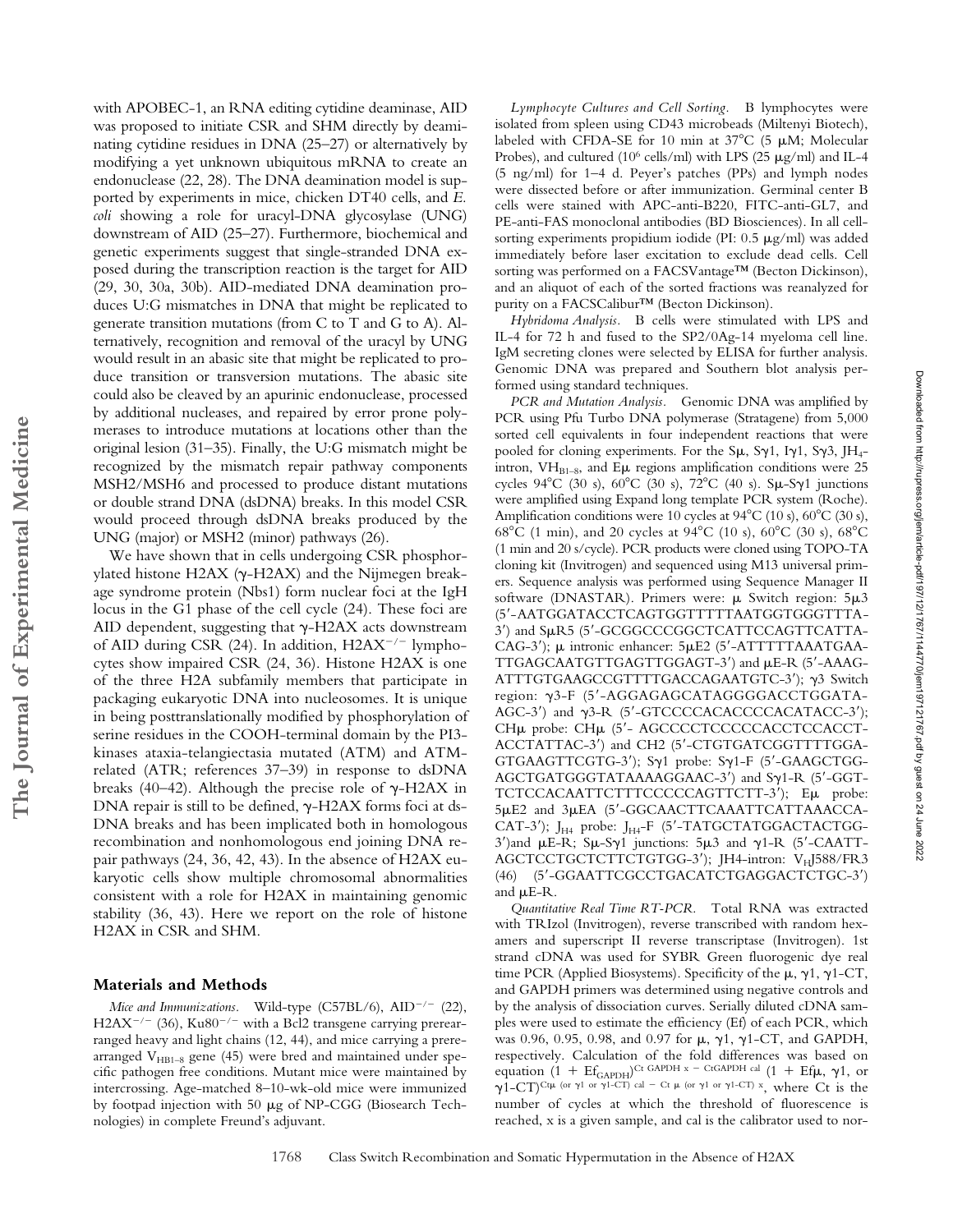with APOBEC-1, an RNA editing cytidine deaminase, AID was proposed to initiate CSR and SHM directly by deaminating cytidine residues in DNA (25–27) or alternatively by modifying a yet unknown ubiquitous mRNA to create an endonuclease (22, 28). The DNA deamination model is supported by experiments in mice, chicken DT40 cells, and *E. coli* showing a role for uracyl-DNA glycosylase (UNG) downstream of AID (25–27). Furthermore, biochemical and genetic experiments suggest that single-stranded DNA exposed during the transcription reaction is the target for AID (29, 30, 30a, 30b). AID-mediated DNA deamination produces U:G mismatches in DNA that might be replicated to generate transition mutations (from C to T and G to A). Alternatively, recognition and removal of the uracyl by UNG would result in an abasic site that might be replicated to produce transition or transversion mutations. The abasic site could also be cleaved by an apurinic endonuclease, processed by additional nucleases, and repaired by error prone polymerases to introduce mutations at locations other than the original lesion (31–35). Finally, the U:G mismatch might be recognized by the mismatch repair pathway components MSH2/MSH6 and processed to produce distant mutations or double strand DNA (dsDNA) breaks. In this model CSR would proceed through dsDNA breaks produced by the UNG (major) or MSH2 (minor) pathways (26).

We have shown that in cells undergoing CSR phosphorylated histone H2AX (γ-H2AX) and the Nijmegen breakage syndrome protein (Nbs1) form nuclear foci at the IgH locus in the G1 phase of the cell cycle (24). These foci are AID dependent, suggesting that γ-H2AX acts downstream of AID during CSR (24). In addition, $H2AX^{-/-}$ lymphocytes show impaired CSR (24, 36). Histone H2AX is one of the three H2A subfamily members that participate in packaging eukaryotic DNA into nucleosomes. It is unique in being posttranslationally modified by phosphorylation of serine residues in the COOH-terminal domain by the PI3-kinases ataxia-telangiectasia mutated (ATM) and ATM-related (ATR; references 37–39) in response to dsDNA breaks (40–42). Although the precise role of γ-H2AX in DNA repair is still to be defined, γ-H2AX forms foci at dsDNA breaks and has been implicated both in homologous recombination and nonhomologous end joining DNA repair pathways (24, 36, 42, 43). In the absence of H2AX eukaryotic cells show multiple chromosomal abnormalities consistent with a role for H2AX in maintaining genomic stability (36, 43). Here we report on the role of histone H2AX in CSR and SHM.

## Materials and Methods

*Mice and Immunizations.* Wild-type (C57BL/6), $AID^{-/-}$ (22), $H2AX^{-/-}$ (36), $Ku80^{-/-}$ with a Bcl2 transgene carrying prerearranged heavy and light chains (12, 44), and mice carrying a prerearranged $V_{HB1-8}$ gene (45) were bred and maintained under specific pathogen free conditions. Mutant mice were maintained by intercrossing. Age-matched 8–10-wk-old mice were immunized by footpad injection with 50 μg of NP-CGG (Biosearch Technologies) in complete Freund's adjuvant.

*Lymphocyte Cultures and Cell Sorting.* B lymphocytes were isolated from spleen using CD43 microbeads (Miltenyi Biotech), labeled with CFDA-SE for 10 min at 37°C (5 μM; Molecular Probes), and cultured ($10^6$ cells/ml) with LPS (25 μg/ml) and IL-4 (5 ng/ml) for 1–4 d. Peyer's patches (PPs) and lymph nodes were dissected before or after immunization. Germinal center B cells were stained with APC-anti-B220, FITC-anti-GL7, and PE-anti-FAS monoclonal antibodies (BD Biosciences). In all cell-sorting experiments propidium iodide (PI: 0.5 μg/ml) was added immediately before laser excitation to exclude dead cells. Cell sorting was performed on a FACSVantage™ (Becton Dickinson), and an aliquot of each of the sorted fractions was reanalyzed for purity on a FACSCalibur™ (Becton Dickinson).

*Hybridoma Analysis.* B cells were stimulated with LPS and IL-4 for 72 h and fused to the SP2/0Ag-14 myeloma cell line. IgM secreting clones were selected by ELISA for further analysis. Genomic DNA was prepared and Southern blot analysis performed using standard techniques.

*PCR and Mutation Analysis.* Genomic DNA was amplified by PCR using Pfu Turbo DNA polymerase (Stratagene) from 5,000 sorted cell equivalents in four independent reactions that were pooled for cloning experiments. For the Sμ, Sγ1, Iγ1, Sγ3, $JH_4$-intron, $VH_{B1-8}$, and Eμ regions amplification conditions were 25 cycles 94°C (30 s), 60°C (30 s), 72°C (40 s). Sμ-Sγ1 junctions were amplified using Expand long template PCR system (Roche). Amplification conditions were 10 cycles at 94°C (10 s), 60°C (30 s), 68°C (1 min), and 20 cycles at 94°C (10 s), 60°C (30 s), 68°C (1 min and 20 s/cycle). PCR products were cloned using TOPO-TA cloning kit (Invitrogen) and sequenced using M13 universal primers. Sequence analysis was performed using Sequence Manager II software (DNASTAR). Primers were: μ Switch region: 5μ3 (5′-AATGGATACCTCAGTGGTTTTTAATGGTGGGTTTA-3′) and SμR5 (5′-GCGGCCCGGCTCATTCCAGTTCATTACAG-3′); μ intronic enhancer: 5μE2 (5′-ATTTTTAAATGAATTGAGCAATGTTGAGTTGGAGT-3′) and μE-R (5′-AAAGATTTGTGAAGCCGTTTTGACCAGAATGTC-3′); γ3 Switch region: γ3-F (5′-AGGAGAGCATAGGGGACCTGGATAAGC-3′) and γ3-R (5′-GTCCCCACACCCCACATACC-3′); CHμ probe: CHμ (5′- AGCCCCTCCCCCACCTCCACCTACCTATTAC-3′) and CH2 (5′-CTGTGATCGGTTTTGGAGTGAAGTTCGTG-3′); Sγ1 probe: Sγ1-F (5′-GAAGCTGGAGCTGATGGGTATAAAAGGAAC-3′) and Sγ1-R (5′-GGTTCTCCACAATTCTTTCCCCCAGTTCTT-3′); Eμ probe: 5μE2 and 3μEA (5′-GGCAACTTCAAATTCATTAAACCACAT-3′); $J_{H4}$ probe: $J_{H4}$-F (5′-TATGCTATGGACTACTGG-3′)and μE-R; Sμ-Sγ1 junctions: 5μ3 and γ1-R (5′-CAATTAGCTCCTGCTCTTCTGTGG-3′); JH4-intron: $V_HJ588/FR3$ (46) (5′-GGAATTCGCCTGACATCTGAGGACTCTGC-3′) and μE-R.

*Quantitative Real Time RT-PCR.* Total RNA was extracted with TRIzol (Invitrogen), reverse transcribed with random hexamers and superscript II reverse transcriptase (Invitrogen). 1st strand cDNA was used for SYBR Green fluorogenic dye real time PCR (Applied Biosystems). Specificity of the μ, γ1, γ1-CT, and GAPDH primers was determined using negative controls and by the analysis of dissociation curves. Serially diluted cDNA samples were used to estimate the efficiency (Ef) of each PCR, which was 0.96, 0.95, 0.98, and 0.97 for μ, γ1, γ1-CT, and GAPDH, respectively. Calculation of the fold differences was based on equation $(1 + Ef_{GAPDH})^{Ct\ GAPDH\ x\ -\ CtGAPDH\ cal}$ $(1 + Ef\mu,\ \gamma1,\text{ or }\gamma1\text{-}CT)^{Ct\mu\ (\text{or }\gamma1\text{ or }\gamma1\text{-}CT)\ cal\ -\ Ct\ \mu\ (\text{or }\gamma1\text{ or }\gamma1\text{-}CT)\ x}$, where Ct is the number of cycles at which the threshold of fluorescence is reached, x is a given sample, and cal is the calibrator used to nor-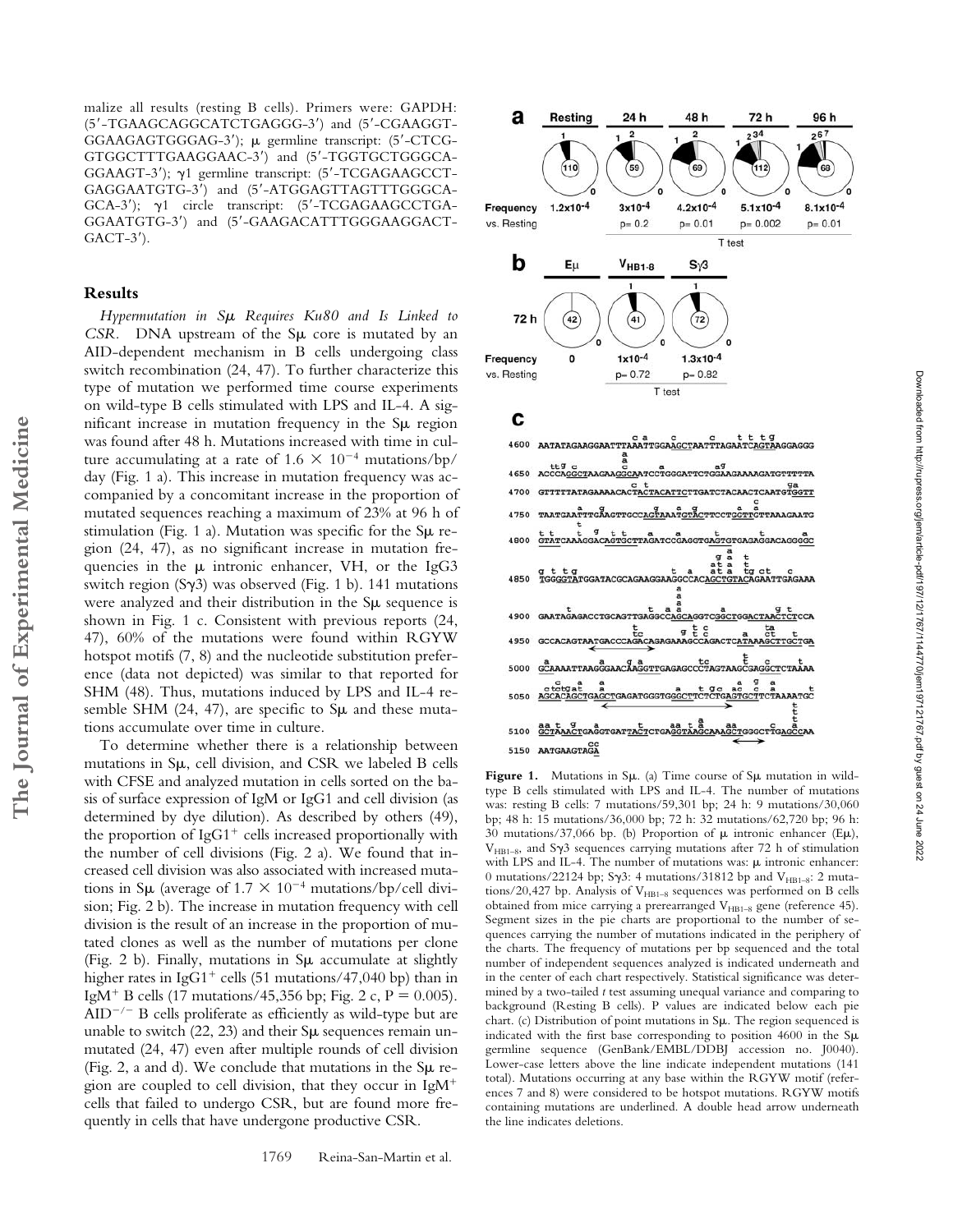malize all results (resting B cells). Primers were: GAPDH: (5′-TGAAGCAGGCATCTGAGGG-3′) and (5′-CGAAGGT-GGAAGAGTGGGAG-3′); μ germline transcript: (5′-CTCG-GTGGCTTTGAAGGAAC-3′) and (5′-TGGTGCTGGGCA-GGAAGT-3′); γ1 germline transcript: (5′-TCGAGAAGCCT-GAGGAATGTG-3′) and (5′-ATGGAGTTAGTTTGGGCA-GCA-3′); γ1 circle transcript: (5′-TCGAGAAGCCTGA-GGAATGTG-3′) and (5′-GAAGACATTTGGGAAGGACT-GACT-3′).

## Results

*Hypermutation in Sμ Requires Ku80 and Is Linked to CSR.* DNA upstream of the Sμ core is mutated by an AID-dependent mechanism in B cells undergoing class switch recombination (24, 47). To further characterize this type of mutation we performed time course experiments on wild-type B cells stimulated with LPS and IL-4. A significant increase in mutation frequency in the Sμ region was found after 48 h. Mutations increased with time in culture accumulating at a rate of $1.6 \times 10^{-4}$ mutations/bp/day (Fig. 1 a). This increase in mutation frequency was accompanied by a concomitant increase in the proportion of mutated sequences reaching a maximum of 23% at 96 h of stimulation (Fig. 1 a). Mutation was specific for the Sμ region (24, 47), as no significant increase in mutation frequencies in the μ intronic enhancer, VH, or the IgG3 switch region (Sγ3) was observed (Fig. 1 b). 141 mutations were analyzed and their distribution in the Sμ sequence is shown in Fig. 1 c. Consistent with previous reports (24, 47), 60% of the mutations were found within RGYW hotspot motifs (7, 8) and the nucleotide substitution preference (data not depicted) was similar to that reported for SHM (48). Thus, mutations induced by LPS and IL-4 resemble SHM (24, 47), are specific to Sμ and these mutations accumulate over time in culture.

To determine whether there is a relationship between mutations in Sμ, cell division, and CSR we labeled B cells with CFSE and analyzed mutation in cells sorted on the basis of surface expression of IgM or IgG1 and cell division (as determined by dye dilution). As described by others (49), the proportion of IgG1[+] cells increased proportionally with the number of cell divisions (Fig. 2 a). We found that increased cell division was also associated with increased mutations in Sμ (average of $1.7 \times 10^{-4}$ mutations/bp/cell division; Fig. 2 b). The increase in mutation frequency with cell division is the result of an increase in the proportion of mutated clones as well as the number of mutations per clone (Fig. 2 b). Finally, mutations in Sμ accumulate at slightly higher rates in IgG1[+] cells (51 mutations/47,040 bp) than in IgM[+] B cells (17 mutations/45,356 bp; Fig. 2 c, $P = 0.005$). AID[−/−] B cells proliferate as efficiently as wild-type but are unable to switch (22, 23) and their Sμ sequences remain unmutated (24, 47) even after multiple rounds of cell division (Fig. 2, a and d). We conclude that mutations in the Sμ region are coupled to cell division, that they occur in IgM[+] cells that failed to undergo CSR, but are found more frequently in cells that have undergone productive CSR.

**Figure 1.** Mutations in Sμ. (a) Time course of Sμ mutation in wild-type B cells stimulated with LPS and IL-4. The number of mutations was: resting B cells: 7 mutations/59,301 bp; 24 h: 9 mutations/30,060 bp; 48 h: 15 mutations/36,000 bp; 72 h: 32 mutations/62,720 bp; 96 h: 30 mutations/37,066 bp. (b) Proportion of μ intronic enhancer (Eμ), $V_{HB1-8}$, and Sγ3 sequences carrying mutations after 72 h of stimulation with LPS and IL-4. The number of mutations was: μ intronic enhancer: 0 mutations/22124 bp; Sγ3: 4 mutations/31812 bp and $V_{HB1-8}$: 2 mutations/20,427 bp. Analysis of $V_{HB1-8}$ sequences was performed on B cells obtained from mice carrying a prerearranged $V_{HB1-8}$ gene (reference 45). Segment sizes in the pie charts are proportional to the number of sequences carrying the number of mutations indicated in the periphery of the charts. The frequency of mutations per bp sequenced and the total number of independent sequences analyzed is indicated underneath and in the center of each chart respectively. Statistical significance was determined by a two-tailed *t* test assuming unequal variance and comparing to background (Resting B cells). P values are indicated below each pie chart. (c) Distribution of point mutations in Sμ. The region sequenced is indicated with the first base corresponding to position 4600 in the Sμ germline sequence (GenBank/EMBL/DDBJ accession no. J0040). Lower-case letters above the line indicate independent mutations (141 total). Mutations occurring at any base within the RGYW motif (references 7 and 8) were considered to be hotspot mutations. RGYW motifs containing mutations are underlined. A double head arrow underneath the line indicates deletions.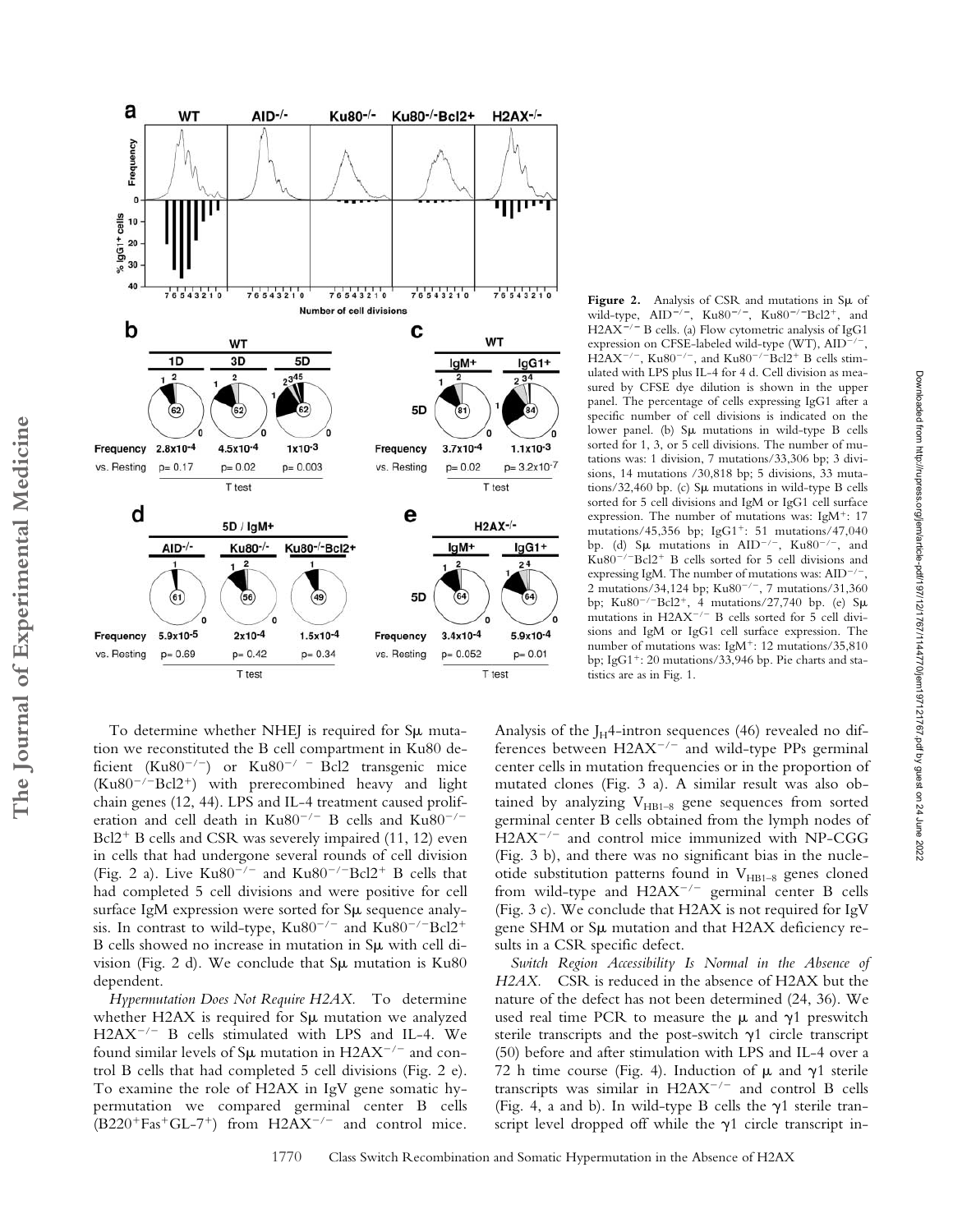**Figure 2.** Analysis of CSR and mutations in Sμ of wild-type, AID$^{-/-}$, Ku80$^{-/-}$, Ku80$^{-/-}$Bcl2$^{+}$, and H2AX$^{-/-}$ B cells. (a) Flow cytometric analysis of IgG1 expression on CFSE-labeled wild-type (WT), AID$^{-/-}$, H2AX$^{-/-}$, Ku80$^{-/-}$, and Ku80$^{-/-}$Bcl2$^{+}$ B cells stimulated with LPS plus IL-4 for 4 d. Cell division as measured by CFSE dye dilution is shown in the upper panel. The percentage of cells expressing IgG1 after a specific number of cell divisions is indicated on the lower panel. (b) Sμ mutations in wild-type B cells sorted for 1, 3, or 5 cell divisions. The number of mutations was: 1 division, 7 mutations/33,306 bp; 3 divisions, 14 mutations /30,818 bp; 5 divisions, 33 mutations/32,460 bp. (c) Sμ mutations in wild-type B cells sorted for 5 cell divisions and IgM or IgG1 cell surface expression. The number of mutations was: IgM$^{+}$: 17 mutations/45,356 bp; IgG1$^{+}$: 51 mutations/47,040 bp. (d) Sμ mutations in AID$^{-/-}$, Ku80$^{-/-}$, and Ku80$^{-/-}$Bcl2$^{+}$ B cells sorted for 5 cell divisions and expressing IgM. The number of mutations was: AID$^{-/-}$, 2 mutations/34,124 bp; Ku80$^{-/-}$, 7 mutations/31,360 bp; Ku80$^{-/-}$Bcl2$^{+}$, 4 mutations/27,740 bp. (e) Sμ mutations in H2AX$^{-/-}$ B cells sorted for 5 cell divisions and IgM or IgG1 cell surface expression. The number of mutations was: IgM$^{+}$: 12 mutations/35,810 bp; IgG1$^{+}$: 20 mutations/33,946 bp. Pie charts and statistics are as in Fig. 1.

To determine whether NHEJ is required for Sμ mutation we reconstituted the B cell compartment in Ku80 deficient (Ku80$^{-/-}$) or Ku80$^{-/-}$ Bcl2 transgenic mice (Ku80$^{-/-}$Bcl2$^{+}$) with prerecombined heavy and light chain genes (12, 44). LPS and IL-4 treatment caused proliferation and cell death in Ku80$^{-/-}$ B cells and Ku80$^{-/-}$Bcl2$^{+}$ B cells and CSR was severely impaired (11, 12) even in cells that had undergone several rounds of cell division (Fig. 2 a). Live Ku80$^{-/-}$ and Ku80$^{-/-}$Bcl2$^{+}$ B cells that had completed 5 cell divisions and were positive for cell surface IgM expression were sorted for Sμ sequence analysis. In contrast to wild-type, Ku80$^{-/-}$ and Ku80$^{-/-}$Bcl2$^{+}$ B cells showed no increase in mutation in Sμ with cell division (Fig. 2 d). We conclude that Sμ mutation is Ku80 dependent.

*Hypermutation Does Not Require H2AX.* To determine whether H2AX is required for Sμ mutation we analyzed H2AX$^{-/-}$ B cells stimulated with LPS and IL-4. We found similar levels of Sμ mutation in H2AX$^{-/-}$ and control B cells that had completed 5 cell divisions (Fig. 2 e). To examine the role of H2AX in IgV gene somatic hypermutation we compared germinal center B cells (B220$^{+}$Fas$^{+}$GL-7$^{+}$) from H2AX$^{-/-}$ and control mice. Analysis of the $J_H$4-intron sequences (46) revealed no differences between H2AX$^{-/-}$ and wild-type PPs germinal center cells in mutation frequencies or in the proportion of mutated clones (Fig. 3 a). A similar result was also obtained by analyzing $V_{HB1-8}$ gene sequences from sorted germinal center B cells obtained from the lymph nodes of H2AX$^{-/-}$ and control mice immunized with NP-CGG (Fig. 3 b), and there was no significant bias in the nucleotide substitution patterns found in $V_{HB1-8}$ genes cloned from wild-type and H2AX$^{-/-}$ germinal center B cells (Fig. 3 c). We conclude that H2AX is not required for IgV gene SHM or Sμ mutation and that H2AX deficiency results in a CSR specific defect.

*Switch Region Accessibility Is Normal in the Absence of H2AX.* CSR is reduced in the absence of H2AX but the nature of the defect has not been determined (24, 36). We used real time PCR to measure the μ and γ1 preswitch sterile transcripts and the post-switch γ1 circle transcript (50) before and after stimulation with LPS and IL-4 over a 72 h time course (Fig. 4). Induction of μ and γ1 sterile transcripts was similar in H2AX$^{-/-}$ and control B cells (Fig. 4, a and b). In wild-type B cells the γ1 sterile transcript level dropped off while the γ1 circle transcript in-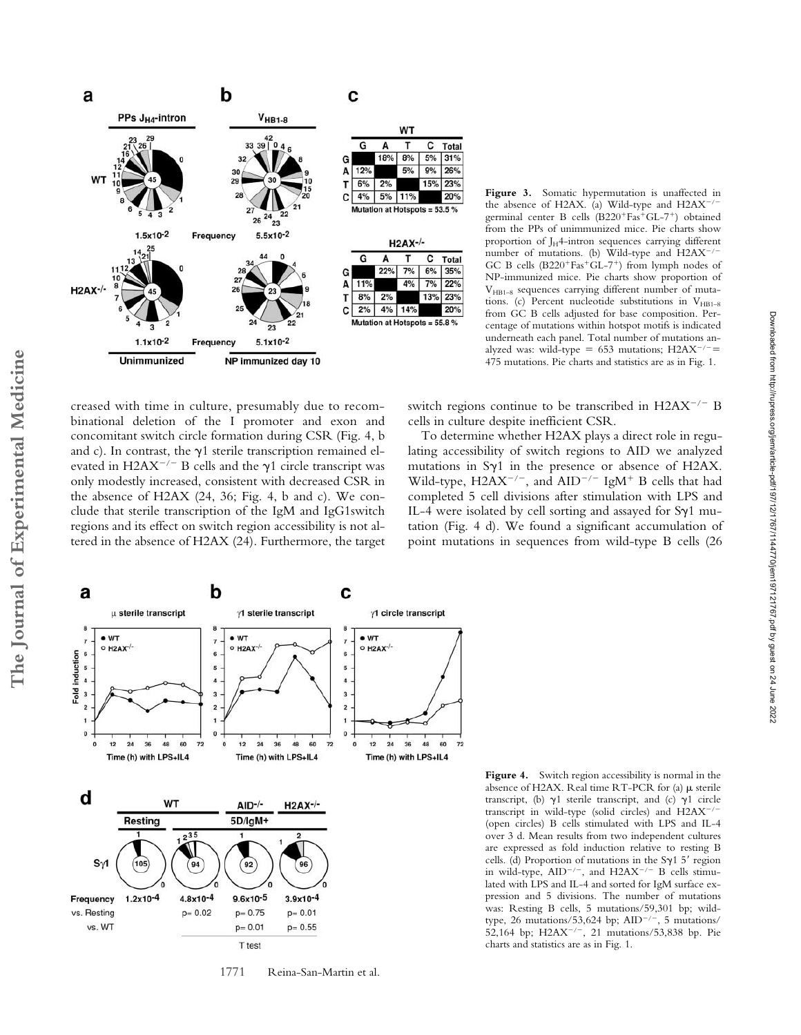**Figure 3.** Somatic hypermutation is unaffected in the absence of H2AX. (a) Wild-type and $H2AX^{-/-}$ germinal center B cells ($B220^+Fas^+GL\text{-}7^+$) obtained from the PPs of unimmunized mice. Pie charts show proportion of $J_H4$-intron sequences carrying different number of mutations. (b) Wild-type and $H2AX^{-/-}$ GC B cells ($B220^+Fas^+GL\text{-}7^+$) from lymph nodes of NP-immunized mice. Pie charts show proportion of $V_{HB1-8}$ sequences carrying different number of mutations. (c) Percent nucleotide substitutions in $V_{HB1-8}$ from GC B cells adjusted for base composition. Percentage of mutations within hotspot motifs is indicated underneath each panel. Total number of mutations analyzed was: wild-type = 653 mutations; $H2AX^{-/-}$ = 475 mutations. Pie charts and statistics are as in Fig. 1.

**WT**

| | G | A | T | C | Total |
|---|---|---|---|---|---|
| G | | 18% | 8% | 5% | 31% |
| A | 12% | | 5% | 9% | 26% |
| T | 6% | 2% | | 15% | 23% |
| C | 4% | 5% | 11% | | 20% |

Mutation at Hotspots = 53.5 %

**$H2AX^{-/-}$**

| | G | A | T | C | Total |
|---|---|---|---|---|---|
| G | | 22% | 7% | 6% | 35% |
| A | 11% | | 4% | 7% | 22% |
| T | 8% | 2% | | 13% | 23% |
| C | 2% | 4% | 14% | | 20% |

Mutation at Hotspots = 55.8 %

creased with time in culture, presumably due to recombinational deletion of the I promoter and exon and concomitant switch circle formation during CSR (Fig. 4, b and c). In contrast, the γ1 sterile transcription remained elevated in $H2AX^{-/-}$ B cells and the γ1 circle transcript was only modestly increased, consistent with decreased CSR in the absence of H2AX (24, 36; Fig. 4, b and c). We conclude that sterile transcription of the IgM and IgG1switch regions and its effect on switch region accessibility is not altered in the absence of H2AX (24). Furthermore, the target switch regions continue to be transcribed in $H2AX^{-/-}$ B cells in culture despite inefficient CSR.

To determine whether H2AX plays a direct role in regulating accessibility of switch regions to AID we analyzed mutations in Sγ1 in the presence or absence of H2AX. Wild-type, $H2AX^{-/-}$, and $AID^{-/-}$ $IgM^+$ B cells that had completed 5 cell divisions after stimulation with LPS and IL-4 were isolated by cell sorting and assayed for Sγ1 mutation (Fig. 4 d). We found a significant accumulation of point mutations in sequences from wild-type B cells (26

| | WT Resting | WT 5D/IgM+ | $AID^{-/-}$ 5D/IgM+ | $H2AX^{-/-}$ 5D/IgM+ |
|---|---|---|---|---|
| Frequency | $1.2\times10^{-4}$ | $4.8\times10^{-4}$ | $9.6\times10^{-5}$ | $3.9\times10^{-4}$ |
| vs. Resting | | p= 0.02 | p= 0.75 | p= 0.01 |
| vs. WT | | | p= 0.01 | p= 0.55 |

**Figure 4.** Switch region accessibility is normal in the absence of H2AX. Real time RT-PCR for (a) μ sterile transcript, (b) γ1 sterile transcript, and (c) γ1 circle transcript in wild-type (solid circles) and $H2AX^{-/-}$ (open circles) B cells stimulated with LPS and IL-4 over 3 d. Mean results from two independent cultures are expressed as fold induction relative to resting B cells. (d) Proportion of mutations in the Sγ1 5′ region in wild-type, $AID^{-/-}$, and $H2AX^{-/-}$ B cells stimulated with LPS and IL-4 and sorted for IgM surface expression and 5 divisions. The number of mutations was: Resting B cells, 5 mutations/59,301 bp; wild-type, 26 mutations/53,624 bp; $AID^{-/-}$, 5 mutations/52,164 bp; $H2AX^{-/-}$, 21 mutations/53,838 bp. Pie charts and statistics are as in Fig. 1.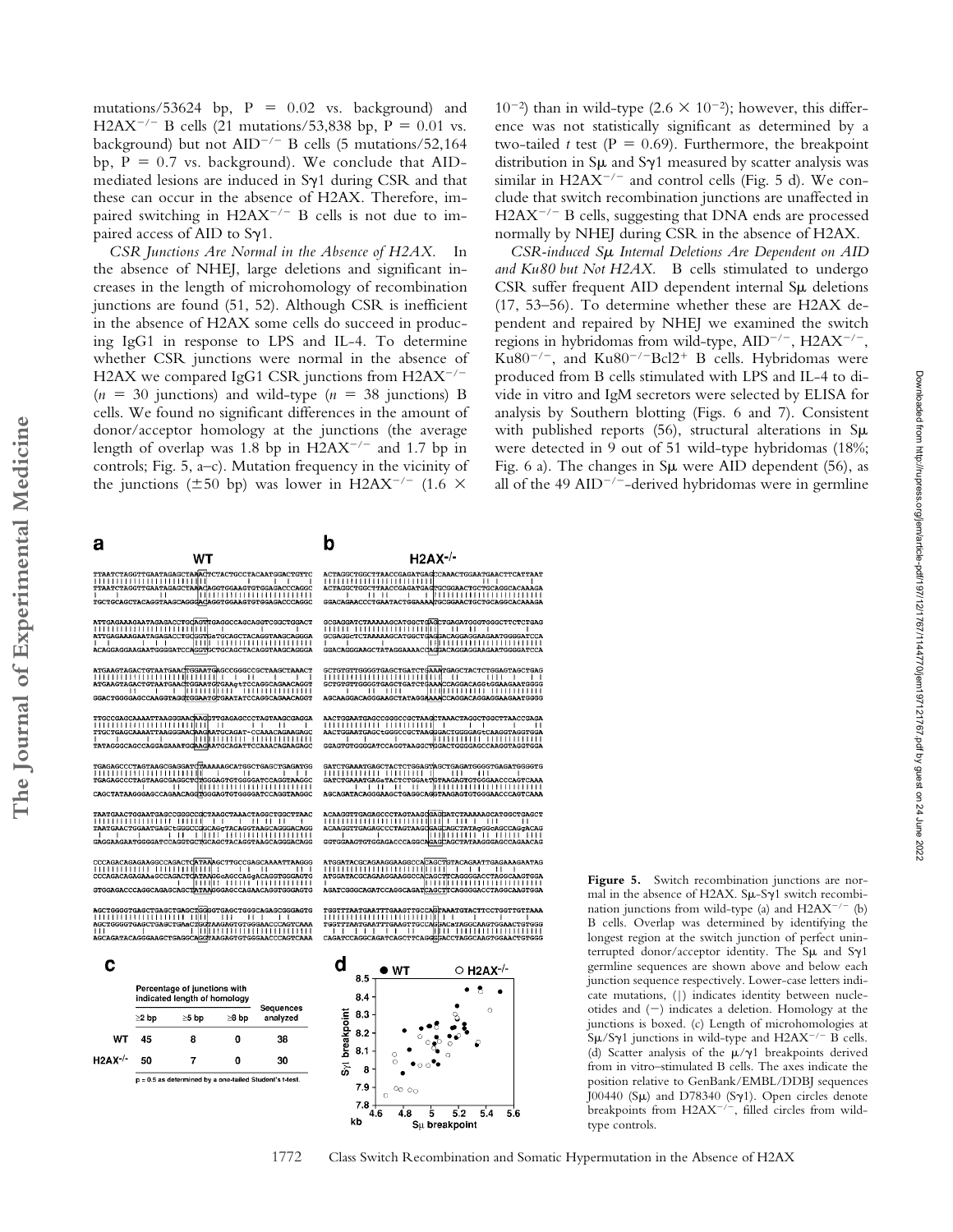mutations/53624 bp, P = 0.02 vs. background) and $H2AX^{-/-}$ B cells (21 mutations/53,838 bp, P = 0.01 vs. background) but not $AID^{-/-}$ B cells (5 mutations/52,164 bp, P = 0.7 vs. background). We conclude that AID-mediated lesions are induced in Sγ1 during CSR and that these can occur in the absence of H2AX. Therefore, impaired switching in $H2AX^{-/-}$ B cells is not due to impaired access of AID to Sγ1.

*CSR Junctions Are Normal in the Absence of H2AX.* In the absence of NHEJ, large deletions and significant increases in the length of microhomology of recombination junctions are found (51, 52). Although CSR is inefficient in the absence of H2AX some cells do succeed in producing IgG1 in response to LPS and IL-4. To determine whether CSR junctions were normal in the absence of H2AX we compared IgG1 CSR junctions from $H2AX^{-/-}$ ($n = 30$ junctions) and wild-type ($n = 38$ junctions) B cells. We found no significant differences in the amount of donor/acceptor homology at the junctions (the average length of overlap was 1.8 bp in $H2AX^{-/-}$ and 1.7 bp in controls; Fig. 5, a–c). Mutation frequency in the vicinity of the junctions (±50 bp) was lower in $H2AX^{-/-}$ ($1.6 \times 10^{-2}$) than in wild-type ($2.6 \times 10^{-2}$); however, this difference was not statistically significant as determined by a two-tailed *t* test (P = 0.69). Furthermore, the breakpoint distribution in Sμ and Sγ1 measured by scatter analysis was similar in $H2AX^{-/-}$ and control cells (Fig. 5 d). We conclude that switch recombination junctions are unaffected in $H2AX^{-/-}$ B cells, suggesting that DNA ends are processed normally by NHEJ during CSR in the absence of H2AX.

*CSR-induced Sμ Internal Deletions Are Dependent on AID and Ku80 but Not H2AX.* B cells stimulated to undergo CSR suffer frequent AID dependent internal Sμ deletions (17, 53–56). To determine whether these are H2AX dependent and repaired by NHEJ we examined the switch regions in hybridomas from wild-type, $AID^{-/-}$, $H2AX^{-/-}$, $Ku80^{-/-}$, and $Ku80^{-/-}Bcl2^{+}$ B cells. Hybridomas were produced from B cells stimulated with LPS and IL-4 to divide in vitro and IgM secretors were selected by ELISA for analysis by Southern blotting (Figs. 6 and 7). Consistent with published reports (56), structural alterations in Sμ were detected in 9 out of 51 wild-type hybridomas (18%; Fig. 6 a). The changes in Sμ were AID dependent (56), as all of the 49 $AID^{-/-}$-derived hybridomas were in germline

**Figure 5.** Switch recombination junctions are normal in the absence of H2AX. Sμ-Sγ1 switch recombination junctions from wild-type (a) and $H2AX^{-/-}$ (b) B cells. Overlap was determined by identifying the longest region at the switch junction of perfect uninterrupted donor/acceptor identity. The Sμ and Sγ1 germline sequences are shown above and below each junction sequence respectively. Lower-case letters indicate mutations, (|) indicates identity between nucleotides and (−) indicates a deletion. Homology at the junctions is boxed. (c) Length of microhomologies at Sμ/Sγ1 junctions in wild-type and $H2AX^{-/-}$ B cells. (d) Scatter analysis of the μ/γ1 breakpoints derived from in vitro–stimulated B cells. The axes indicate the position relative to GenBank/EMBL/DDBJ sequences J00440 (Sμ) and D78340 (Sγ1). Open circles denote breakpoints from $H2AX^{-/-}$, filled circles from wild-type controls.

(c)

| | Percentage of junctions with indicated length of homology | | | Sequences analyzed |
|---|---|---|---|---|
| | ≥2 bp | ≥5 bp | ≥8 bp | |
| WT | 45 | 8 | 0 | 38 |
| $H2AX^{-/-}$ | 50 | 7 | 0 | 30 |

p = 0.5 as determined by a one-tailed Student's t-test.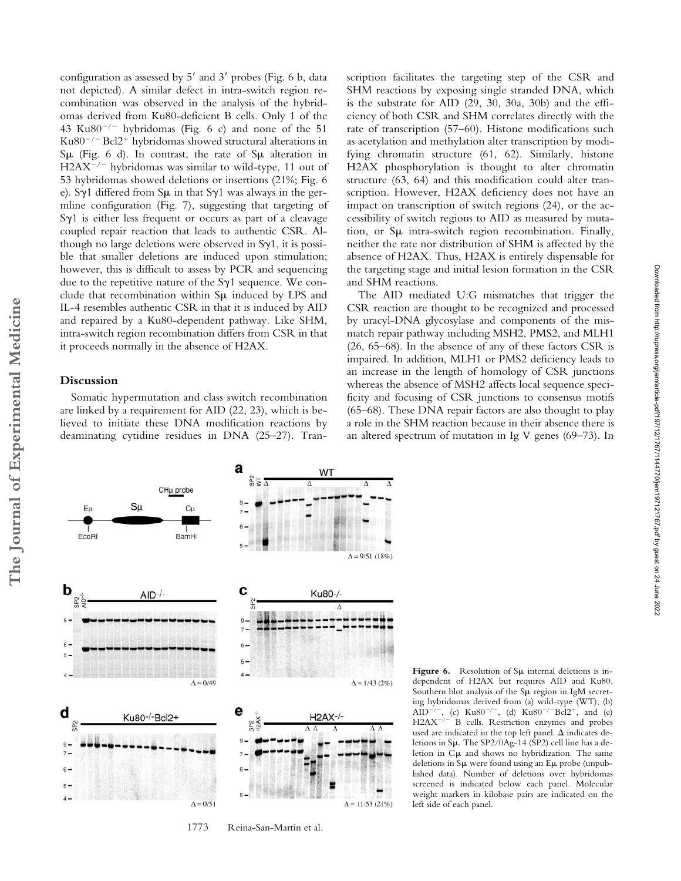configuration as assessed by 5′ and 3′ probes (Fig. 6 b, data not depicted). A similar defect in intra-switch region recombination was observed in the analysis of the hybridomas derived from Ku80-deficient B cells. Only 1 of the 43 $Ku80^{-/-}$ hybridomas (Fig. 6 c) and none of the 51 $Ku80^{-/-}$ $Bcl2^{+}$ hybridomas showed structural alterations in Sμ (Fig. 6 d). In contrast, the rate of Sμ alteration in $H2AX^{-/-}$ hybridomas was similar to wild-type, 11 out of 53 hybridomas showed deletions or insertions (21%; Fig. 6 e). Sγ1 differed from Sμ in that Sγ1 was always in the germline configuration (Fig. 7), suggesting that targeting of Sγ1 is either less frequent or occurs as part of a cleavage coupled repair reaction that leads to authentic CSR. Although no large deletions were observed in Sγ1, it is possible that smaller deletions are induced upon stimulation; however, this is difficult to assess by PCR and sequencing due to the repetitive nature of the Sγ1 sequence. We conclude that recombination within Sμ induced by LPS and IL-4 resembles authentic CSR in that it is induced by AID and repaired by a Ku80-dependent pathway. Like SHM, intra-switch region recombination differs from CSR in that it proceeds normally in the absence of H2AX.

## Discussion

Somatic hypermutation and class switch recombination are linked by a requirement for AID (22, 23), which is believed to initiate these DNA modification reactions by deaminating cytidine residues in DNA (25–27). Transcription facilitates the targeting step of the CSR and SHM reactions by exposing single stranded DNA, which is the substrate for AID (29, 30, 30a, 30b) and the efficiency of both CSR and SHM correlates directly with the rate of transcription (57–60). Histone modifications such as acetylation and methylation alter transcription by modifying chromatin structure (61, 62). Similarly, histone H2AX phosphorylation is thought to alter chromatin structure (63, 64) and this modification could alter transcription. However, H2AX deficiency does not have an impact on transcription of switch regions (24), or the accessibility of switch regions to AID as measured by mutation, or Sμ intra-switch region recombination. Finally, neither the rate nor distribution of SHM is affected by the absence of H2AX. Thus, H2AX is entirely dispensable for the targeting stage and initial lesion formation in the CSR and SHM reactions.

The AID mediated U:G mismatches that trigger the CSR reaction are thought to be recognized and processed by uracyl-DNA glycosylase and components of the mismatch repair pathway including MSH2, PMS2, and MLH1 (26, 65–68). In the absence of any of these factors CSR is impaired. In addition, MLH1 or PMS2 deficiency leads to an increase in the length of homology of CSR junctions whereas the absence of MSH2 affects local sequence specificity and focusing of CSR junctions to consensus motifs (65–68). These DNA repair factors are also thought to play a role in the SHM reaction because in their absence there is an altered spectrum of mutation in Ig V genes (69–73). In

**Figure 6.** Resolution of Sμ internal deletions is independent of H2AX but requires AID and Ku80. Southern blot analysis of the Sμ region in IgM secreting hybridomas derived from (a) wild-type (WT), (b) $AID^{-/-}$, (c) $Ku80^{-/-}$, (d) $Ku80^{-/-}Bcl2^{+}$, and (e) $H2AX^{-/-}$ B cells. Restriction enzymes and probes used are indicated in the top left panel. Δ indicates deletions in Sμ. The SP2/0Ag-14 (SP2) cell line has a deletion in Cμ and shows no hybridization. The same deletions in Sμ were found using an Eμ probe (unpublished data). Number of deletions over hybridomas screened is indicated below each panel. Molecular weight markers in kilobase pairs are indicated on the left side of each panel.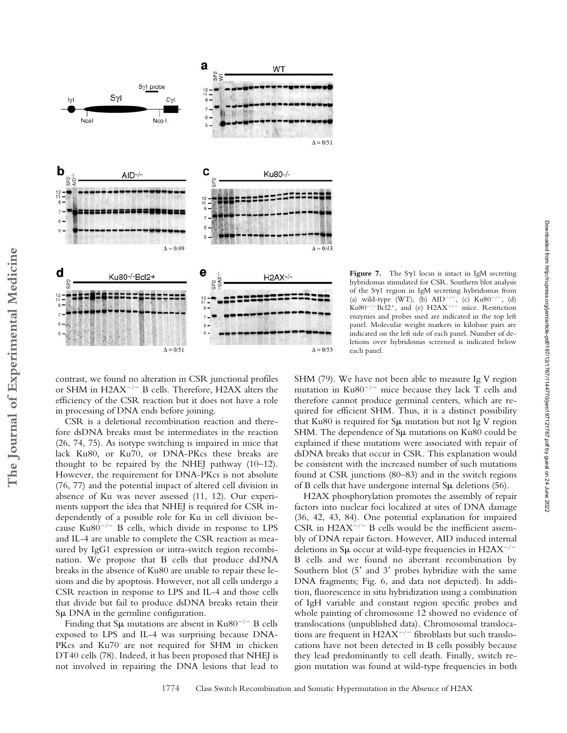**Figure 7.** The Sγ1 locus is intact in IgM secreting hybridomas stimulated for CSR. Southern blot analysis of the Sγ1 region in IgM secreting hybridomas from (a) wild-type (WT), (b) $AID^{-/-}$, (c) $Ku80^{-/-}$, (d) $Ku80^{-/-}Bcl2^{+}$, and (e) $H2AX^{-/-}$ mice. Restriction enzymes and probes used are indicated in the top left panel. Molecular weight markers in kilobase pairs are indicated on the left side of each panel. Number of deletions over hybridomas screened is indicated below each panel.

contrast, we found no alteration in CSR junctional profiles or SHM in $H2AX^{-/-}$ B cells. Therefore, H2AX alters the efficiency of the CSR reaction but it does not have a role in processing of DNA ends before joining.

CSR is a deletional recombination reaction and therefore dsDNA breaks must be intermediates in the reaction (26, 74, 75). As isotype switching is impaired in mice that lack Ku80, or Ku70, or DNA-PKcs these breaks are thought to be repaired by the NHEJ pathway (10–12). However, the requirement for DNA-PKcs is not absolute (76, 77) and the potential impact of altered cell division in absence of Ku was never assessed (11, 12). Our experiments support the idea that NHEJ is required for CSR independently of a possible role for Ku in cell division because $Ku80^{-/-}$ B cells, which divide in response to LPS and IL-4 are unable to complete the CSR reaction as measured by IgG1 expression or intra-switch region recombination. We propose that B cells that produce dsDNA breaks in the absence of Ku80 are unable to repair these lesions and die by apoptosis. However, not all cells undergo a CSR reaction in response to LPS and IL-4 and those cells that divide but fail to produce dsDNA breaks retain their Sμ DNA in the germline configuration.

Finding that Sμ mutations are absent in $Ku80^{-/-}$ B cells exposed to LPS and IL-4 was surprising because DNA-PKcs and Ku70 are not required for SHM in chicken DT40 cells (78). Indeed, it has been proposed that NHEJ is not involved in repairing the DNA lesions that lead to SHM (79). We have not been able to measure Ig V region mutation in $Ku80^{-/-}$ mice because they lack T cells and therefore cannot produce germinal centers, which are required for efficient SHM. Thus, it is a distinct possibility that Ku80 is required for Sμ mutation but not Ig V region SHM. The dependence of Sμ mutations on Ku80 could be explained if these mutations were associated with repair of dsDNA breaks that occur in CSR. This explanation would be consistent with the increased number of such mutations found at CSR junctions (80–83) and in the switch regions of B cells that have undergone internal Sμ deletions (56).

H2AX phosphorylation promotes the assembly of repair factors into nuclear foci localized at sites of DNA damage (36, 42, 43, 84). One potential explanation for impaired CSR in $H2AX^{-/-}$ B cells would be the inefficient assembly of DNA repair factors. However, AID induced internal deletions in Sμ occur at wild-type frequencies in $H2AX^{-/-}$ B cells and we found no aberrant recombination by Southern blot (5′ and 3′ probes hybridize with the same DNA fragments; Fig. 6, and data not depicted). In addition, fluorescence in situ hybridization using a combination of IgH variable and constant region specific probes and whole painting of chromosome 12 showed no evidence of translocations (unpublished data). Chromosomal translocations are frequent in $H2AX^{-/-}$ fibroblasts but such translocations have not been detected in B cells possibly because they lead predominantly to cell death. Finally, switch region mutation was found at wild-type frequencies in both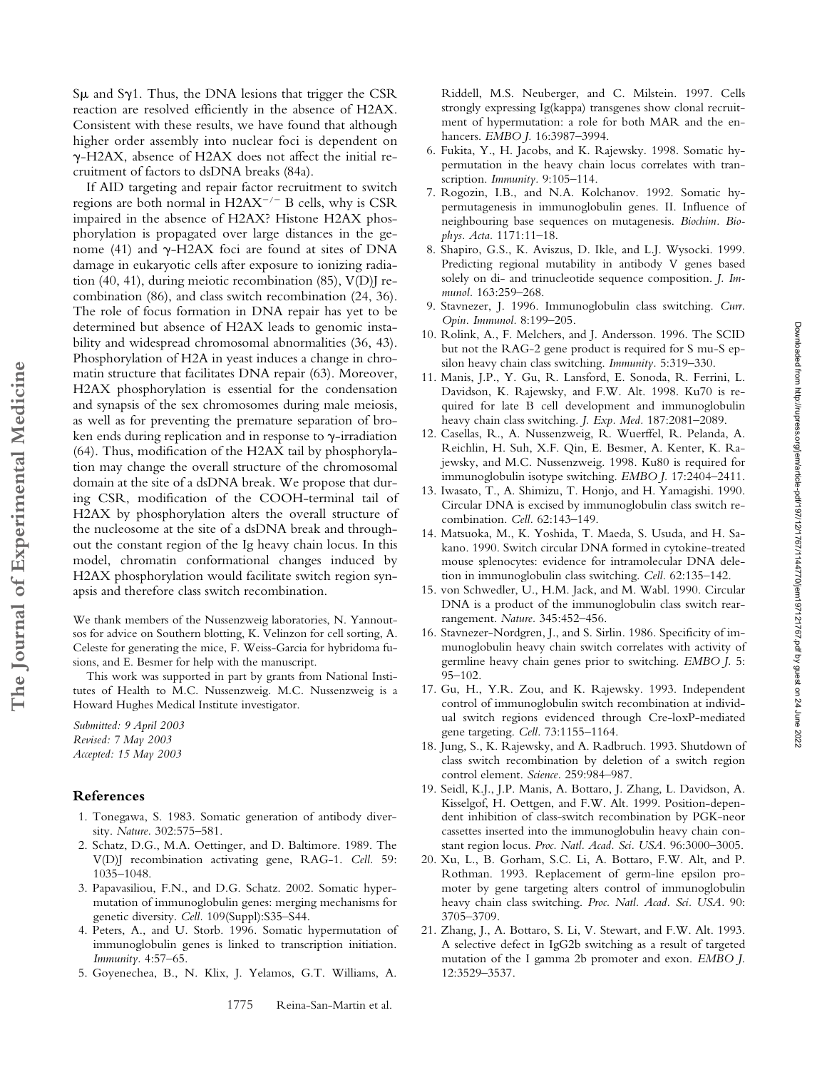Sμ and Sγ1. Thus, the DNA lesions that trigger the CSR reaction are resolved efficiently in the absence of H2AX. Consistent with these results, we have found that although higher order assembly into nuclear foci is dependent on γ-H2AX, absence of H2AX does not affect the initial recruitment of factors to dsDNA breaks (84a).

If AID targeting and repair factor recruitment to switch regions are both normal in $H2AX^{-/-}$ B cells, why is CSR impaired in the absence of H2AX? Histone H2AX phosphorylation is propagated over large distances in the genome (41) and γ-H2AX foci are found at sites of DNA damage in eukaryotic cells after exposure to ionizing radiation (40, 41), during meiotic recombination (85), V(D)J recombination (86), and class switch recombination (24, 36). The role of focus formation in DNA repair has yet to be determined but absence of H2AX leads to genomic instability and widespread chromosomal abnormalities (36, 43). Phosphorylation of H2A in yeast induces a change in chromatin structure that facilitates DNA repair (63). Moreover, H2AX phosphorylation is essential for the condensation and synapsis of the sex chromosomes during male meiosis, as well as for preventing the premature separation of broken ends during replication and in response to γ-irradiation (64). Thus, modification of the H2AX tail by phosphorylation may change the overall structure of the chromosomal domain at the site of a dsDNA break. We propose that during CSR, modification of the COOH-terminal tail of H2AX by phosphorylation alters the overall structure of the nucleosome at the site of a dsDNA break and throughout the constant region of the Ig heavy chain locus. In this model, chromatin conformational changes induced by H2AX phosphorylation would facilitate switch region synapsis and therefore class switch recombination.

We thank members of the Nussenzweig laboratories, N. Yannoutsos for advice on Southern blotting, K. Velinzon for cell sorting, A. Celeste for generating the mice, F. Weiss-Garcia for hybridoma fusions, and E. Besmer for help with the manuscript.

This work was supported in part by grants from National Institutes of Health to M.C. Nussenzweig. M.C. Nussenzweig is a Howard Hughes Medical Institute investigator.

*Submitted: 9 April 2003*
*Revised: 7 May 2003*
*Accepted: 15 May 2003*

## References

1. Tonegawa, S. 1983. Somatic generation of antibody diversity. *Nature.* 302:575–581.
2. Schatz, D.G., M.A. Oettinger, and D. Baltimore. 1989. The V(D)J recombination activating gene, RAG-1. *Cell.* 59: 1035–1048.
3. Papavasiliou, F.N., and D.G. Schatz. 2002. Somatic hypermutation of immunoglobulin genes: merging mechanisms for genetic diversity. *Cell.* 109(Suppl):S35–S44.
4. Peters, A., and U. Storb. 1996. Somatic hypermutation of immunoglobulin genes is linked to transcription initiation. *Immunity.* 4:57–65.
5. Goyenechea, B., N. Klix, J. Yelamos, G.T. Williams, A. Riddell, M.S. Neuberger, and C. Milstein. 1997. Cells strongly expressing Ig(kappa) transgenes show clonal recruitment of hypermutation: a role for both MAR and the enhancers. *EMBO J.* 16:3987–3994.
6. Fukita, Y., H. Jacobs, and K. Rajewsky. 1998. Somatic hypermutation in the heavy chain locus correlates with transcription. *Immunity.* 9:105–114.
7. Rogozin, I.B., and N.A. Kolchanov. 1992. Somatic hypermutagenesis in immunoglobulin genes. II. Influence of neighbouring base sequences on mutagenesis. *Biochim. Biophys. Acta.* 1171:11–18.
8. Shapiro, G.S., K. Aviszus, D. Ikle, and L.J. Wysocki. 1999. Predicting regional mutability in antibody V genes based solely on di- and trinucleotide sequence composition. *J. Immunol.* 163:259–268.
9. Stavnezer, J. 1996. Immunoglobulin class switching. *Curr. Opin. Immunol.* 8:199–205.
10. Rolink, A., F. Melchers, and J. Andersson. 1996. The SCID but not the RAG-2 gene product is required for S mu-S epsilon heavy chain class switching. *Immunity.* 5:319–330.
11. Manis, J.P., Y. Gu, R. Lansford, E. Sonoda, R. Ferrini, L. Davidson, K. Rajewsky, and F.W. Alt. 1998. Ku70 is required for late B cell development and immunoglobulin heavy chain class switching. *J. Exp. Med.* 187:2081–2089.
12. Casellas, R., A. Nussenzweig, R. Wuerffel, R. Pelanda, A. Reichlin, H. Suh, X.F. Qin, E. Besmer, A. Kenter, K. Rajewsky, and M.C. Nussenzweig. 1998. Ku80 is required for immunoglobulin isotype switching. *EMBO J.* 17:2404–2411.
13. Iwasato, T., A. Shimizu, T. Honjo, and H. Yamagishi. 1990. Circular DNA is excised by immunoglobulin class switch recombination. *Cell.* 62:143–149.
14. Matsuoka, M., K. Yoshida, T. Maeda, S. Usuda, and H. Sakano. 1990. Switch circular DNA formed in cytokine-treated mouse splenocytes: evidence for intramolecular DNA deletion in immunoglobulin class switching. *Cell.* 62:135–142.
15. von Schwedler, U., H.M. Jack, and M. Wabl. 1990. Circular DNA is a product of the immunoglobulin class switch rearrangement. *Nature.* 345:452–456.
16. Stavnezer-Nordgren, J., and S. Sirlin. 1986. Specificity of immunoglobulin heavy chain switch correlates with activity of germline heavy chain genes prior to switching. *EMBO J.* 5: 95–102.
17. Gu, H., Y.R. Zou, and K. Rajewsky. 1993. Independent control of immunoglobulin switch recombination at individual switch regions evidenced through Cre-loxP-mediated gene targeting. *Cell.* 73:1155–1164.
18. Jung, S., K. Rajewsky, and A. Radbruch. 1993. Shutdown of class switch recombination by deletion of a switch region control element. *Science.* 259:984–987.
19. Seidl, K.J., J.P. Manis, A. Bottaro, J. Zhang, L. Davidson, A. Kisselgof, H. Oettgen, and F.W. Alt. 1999. Position-dependent inhibition of class-switch recombination by PGK-neor cassettes inserted into the immunoglobulin heavy chain constant region locus. *Proc. Natl. Acad. Sci. USA.* 96:3000–3005.
20. Xu, L., B. Gorham, S.C. Li, A. Bottaro, F.W. Alt, and P. Rothman. 1993. Replacement of germ-line epsilon promoter by gene targeting alters control of immunoglobulin heavy chain class switching. *Proc. Natl. Acad. Sci. USA.* 90: 3705–3709.
21. Zhang, J., A. Bottaro, S. Li, V. Stewart, and F.W. Alt. 1993. A selective defect in IgG2b switching as a result of targeted mutation of the I gamma 2b promoter and exon. *EMBO J.* 12:3529–3537.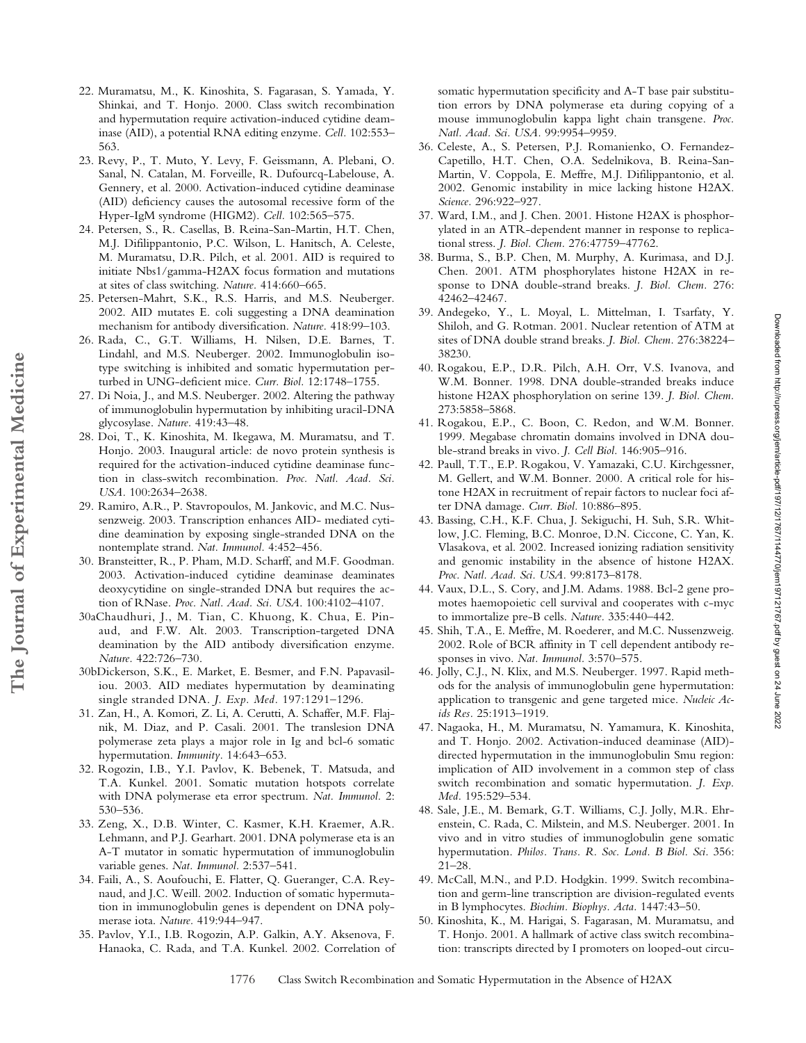22. Muramatsu, M., K. Kinoshita, S. Fagarasan, S. Yamada, Y. Shinkai, and T. Honjo. 2000. Class switch recombination and hypermutation require activation-induced cytidine deaminase (AID), a potential RNA editing enzyme. *Cell.* 102:553–563.
23. Revy, P., T. Muto, Y. Levy, F. Geissmann, A. Plebani, O. Sanal, N. Catalan, M. Forveille, R. Dufourcq-Labelouse, A. Gennery, et al. 2000. Activation-induced cytidine deaminase (AID) deficiency causes the autosomal recessive form of the Hyper-IgM syndrome (HIGM2). *Cell.* 102:565–575.
24. Petersen, S., R. Casellas, B. Reina-San-Martin, H.T. Chen, M.J. Difilippantonio, P.C. Wilson, L. Hanitsch, A. Celeste, M. Muramatsu, D.R. Pilch, et al. 2001. AID is required to initiate Nbs1/gamma-H2AX focus formation and mutations at sites of class switching. *Nature.* 414:660–665.
25. Petersen-Mahrt, S.K., R.S. Harris, and M.S. Neuberger. 2002. AID mutates E. coli suggesting a DNA deamination mechanism for antibody diversification. *Nature.* 418:99–103.
26. Rada, C., G.T. Williams, H. Nilsen, D.E. Barnes, T. Lindahl, and M.S. Neuberger. 2002. Immunoglobulin isotype switching is inhibited and somatic hypermutation perturbed in UNG-deficient mice. *Curr. Biol.* 12:1748–1755.
27. Di Noia, J., and M.S. Neuberger. 2002. Altering the pathway of immunoglobulin hypermutation by inhibiting uracil-DNA glycosylase. *Nature.* 419:43–48.
28. Doi, T., K. Kinoshita, M. Ikegawa, M. Muramatsu, and T. Honjo. 2003. Inaugural article: de novo protein synthesis is required for the activation-induced cytidine deaminase function in class-switch recombination. *Proc. Natl. Acad. Sci. USA.* 100:2634–2638.
29. Ramiro, A.R., P. Stavropoulos, M. Jankovic, and M.C. Nussenzweig. 2003. Transcription enhances AID- mediated cytidine deamination by exposing single-stranded DNA on the nontemplate strand. *Nat. Immunol.* 4:452–456.
30. Bransteitter, R., P. Pham, M.D. Scharff, and M.F. Goodman. 2003. Activation-induced cytidine deaminase deaminates deoxycytidine on single-stranded DNA but requires the action of RNase. *Proc. Natl. Acad. Sci. USA.* 100:4102–4107.

30a Chaudhuri, J., M. Tian, C. Khuong, K. Chua, E. Pinaud, and F.W. Alt. 2003. Transcription-targeted DNA deamination by the AID antibody diversification enzyme. *Nature.* 422:726–730.

30b Dickerson, S.K., E. Market, E. Besmer, and F.N. Papavasiliou. 2003. AID mediates hypermutation by deaminating single stranded DNA. *J. Exp. Med.* 197:1291–1296.

31. Zan, H., A. Komori, Z. Li, A. Cerutti, A. Schaffer, M.F. Flajnik, M. Diaz, and P. Casali. 2001. The translesion DNA polymerase zeta plays a major role in Ig and bcl-6 somatic hypermutation. *Immunity.* 14:643–653.
32. Rogozin, I.B., Y.I. Pavlov, K. Bebenek, T. Matsuda, and T.A. Kunkel. 2001. Somatic mutation hotspots correlate with DNA polymerase eta error spectrum. *Nat. Immunol.* 2:530–536.
33. Zeng, X., D.B. Winter, C. Kasmer, K.H. Kraemer, A.R. Lehmann, and P.J. Gearhart. 2001. DNA polymerase eta is an A-T mutator in somatic hypermutation of immunoglobulin variable genes. *Nat. Immunol.* 2:537–541.
34. Faili, A., S. Aoufouchi, E. Flatter, Q. Gueranger, C.A. Reynaud, and J.C. Weill. 2002. Induction of somatic hypermutation in immunoglobulin genes is dependent on DNA polymerase iota. *Nature.* 419:944–947.
35. Pavlov, Y.I., I.B. Rogozin, A.P. Galkin, A.Y. Aksenova, F. Hanaoka, C. Rada, and T.A. Kunkel. 2002. Correlation of somatic hypermutation specificity and A-T base pair substitution errors by DNA polymerase eta during copying of a mouse immunoglobulin kappa light chain transgene. *Proc. Natl. Acad. Sci. USA.* 99:9954–9959.
36. Celeste, A., S. Petersen, P.J. Romanienko, O. Fernandez-Capetillo, H.T. Chen, O.A. Sedelnikova, B. Reina-San-Martin, V. Coppola, E. Meffre, M.J. Difilippantonio, et al. 2002. Genomic instability in mice lacking histone H2AX. *Science.* 296:922–927.
37. Ward, I.M., and J. Chen. 2001. Histone H2AX is phosphorylated in an ATR-dependent manner in response to replicational stress. *J. Biol. Chem.* 276:47759–47762.
38. Burma, S., B.P. Chen, M. Murphy, A. Kurimasa, and D.J. Chen. 2001. ATM phosphorylates histone H2AX in response to DNA double-strand breaks. *J. Biol. Chem.* 276:42462–42467.
39. Andegeko, Y., L. Moyal, L. Mittelman, I. Tsarfaty, Y. Shiloh, and G. Rotman. 2001. Nuclear retention of ATM at sites of DNA double strand breaks. *J. Biol. Chem.* 276:38224–38230.
40. Rogakou, E.P., D.R. Pilch, A.H. Orr, V.S. Ivanova, and W.M. Bonner. 1998. DNA double-stranded breaks induce histone H2AX phosphorylation on serine 139. *J. Biol. Chem.* 273:5858–5868.
41. Rogakou, E.P., C. Boon, C. Redon, and W.M. Bonner. 1999. Megabase chromatin domains involved in DNA double-strand breaks in vivo. *J. Cell Biol.* 146:905–916.
42. Paull, T.T., E.P. Rogakou, V. Yamazaki, C.U. Kirchgessner, M. Gellert, and W.M. Bonner. 2000. A critical role for histone H2AX in recruitment of repair factors to nuclear foci after DNA damage. *Curr. Biol.* 10:886–895.
43. Bassing, C.H., K.F. Chua, J. Sekiguchi, H. Suh, S.R. Whitlow, J.C. Fleming, B.C. Monroe, D.N. Ciccone, C. Yan, K. Vlasakova, et al. 2002. Increased ionizing radiation sensitivity and genomic instability in the absence of histone H2AX. *Proc. Natl. Acad. Sci. USA.* 99:8173–8178.
44. Vaux, D.L., S. Cory, and J.M. Adams. 1988. Bcl-2 gene promotes haemopoietic cell survival and cooperates with c-myc to immortalize pre-B cells. *Nature.* 335:440–442.
45. Shih, T.A., E. Meffre, M. Roederer, and M.C. Nussenzweig. 2002. Role of BCR affinity in T cell dependent antibody responses in vivo. *Nat. Immunol.* 3:570–575.
46. Jolly, C.J., N. Klix, and M.S. Neuberger. 1997. Rapid methods for the analysis of immunoglobulin gene hypermutation: application to transgenic and gene targeted mice. *Nucleic Acids Res.* 25:1913–1919.
47. Nagaoka, H., M. Muramatsu, N. Yamamura, K. Kinoshita, and T. Honjo. 2002. Activation-induced deaminase (AID)-directed hypermutation in the immunoglobulin Smu region: implication of AID involvement in a common step of class switch recombination and somatic hypermutation. *J. Exp. Med.* 195:529–534.
48. Sale, J.E., M. Bemark, G.T. Williams, C.J. Jolly, M.R. Ehrenstein, C. Rada, C. Milstein, and M.S. Neuberger. 2001. In vivo and in vitro studies of immunoglobulin gene somatic hypermutation. *Philos. Trans. R. Soc. Lond. B Biol. Sci.* 356:21–28.
49. McCall, M.N., and P.D. Hodgkin. 1999. Switch recombination and germ-line transcription are division-regulated events in B lymphocytes. *Biochim. Biophys. Acta.* 1447:43–50.
50. Kinoshita, K., M. Harigai, S. Fagarasan, M. Muramatsu, and T. Honjo. 2001. A hallmark of active class switch recombination: transcripts directed by I promoters on looped-out circu-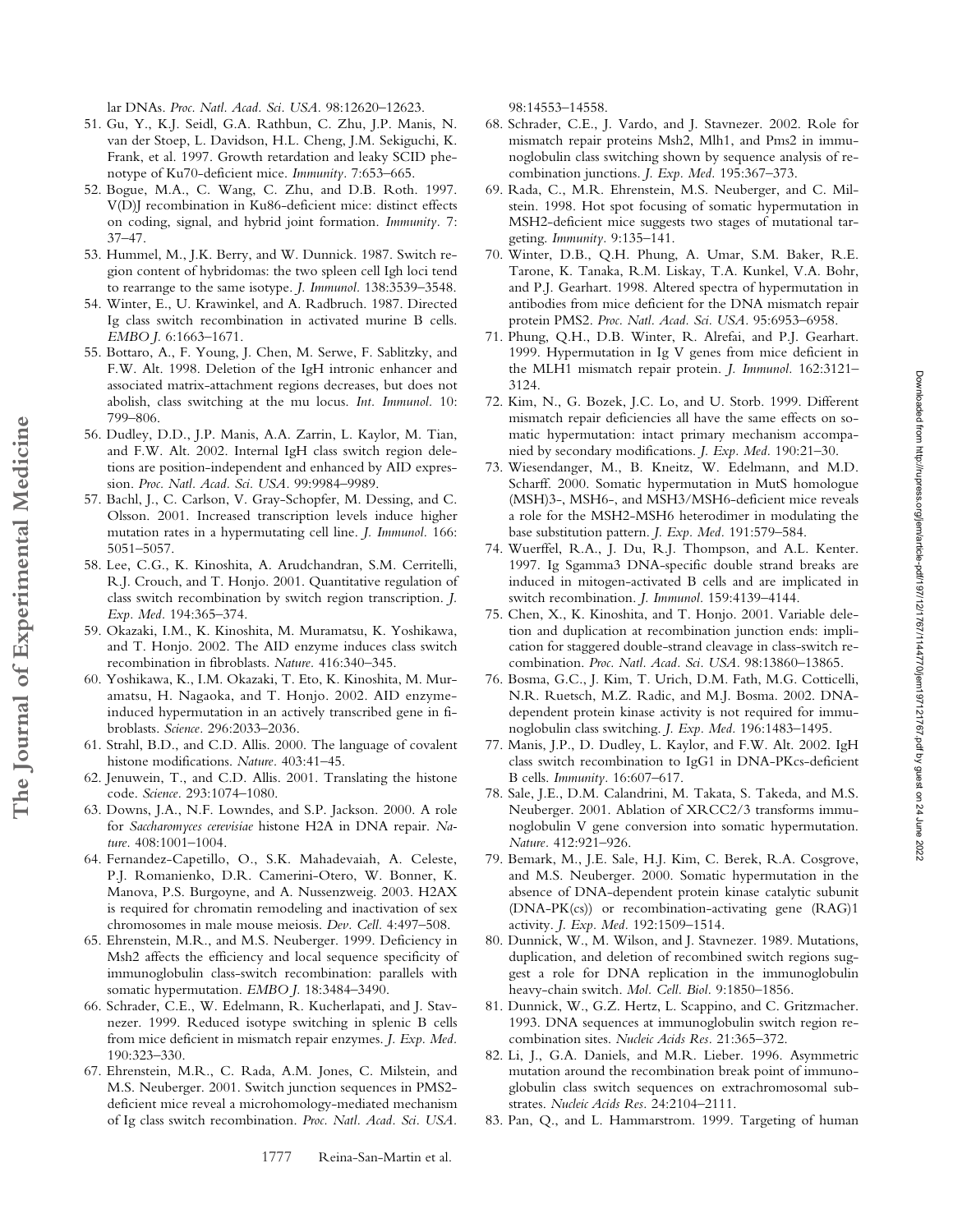lar DNAs. *Proc. Natl. Acad. Sci. USA.* 98:12620–12623.

51. Gu, Y., K.J. Seidl, G.A. Rathbun, C. Zhu, J.P. Manis, N. van der Stoep, L. Davidson, H.L. Cheng, J.M. Sekiguchi, K. Frank, et al. 1997. Growth retardation and leaky SCID phenotype of Ku70-deficient mice. *Immunity.* 7:653–665.
52. Bogue, M.A., C. Wang, C. Zhu, and D.B. Roth. 1997. V(D)J recombination in Ku86-deficient mice: distinct effects on coding, signal, and hybrid joint formation. *Immunity.* 7: 37–47.
53. Hummel, M., J.K. Berry, and W. Dunnick. 1987. Switch region content of hybridomas: the two spleen cell Igh loci tend to rearrange to the same isotype. *J. Immunol.* 138:3539–3548.
54. Winter, E., U. Krawinkel, and A. Radbruch. 1987. Directed Ig class switch recombination in activated murine B cells. *EMBO J.* 6:1663–1671.
55. Bottaro, A., F. Young, J. Chen, M. Serwe, F. Sablitzky, and F.W. Alt. 1998. Deletion of the IgH intronic enhancer and associated matrix-attachment regions decreases, but does not abolish, class switching at the mu locus. *Int. Immunol.* 10: 799–806.
56. Dudley, D.D., J.P. Manis, A.A. Zarrin, L. Kaylor, M. Tian, and F.W. Alt. 2002. Internal IgH class switch region deletions are position-independent and enhanced by AID expression. *Proc. Natl. Acad. Sci. USA.* 99:9984–9989.
57. Bachl, J., C. Carlson, V. Gray-Schopfer, M. Dessing, and C. Olsson. 2001. Increased transcription levels induce higher mutation rates in a hypermutating cell line. *J. Immunol.* 166: 5051–5057.
58. Lee, C.G., K. Kinoshita, A. Arudchandran, S.M. Cerritelli, R.J. Crouch, and T. Honjo. 2001. Quantitative regulation of class switch recombination by switch region transcription. *J. Exp. Med.* 194:365–374.
59. Okazaki, I.M., K. Kinoshita, M. Muramatsu, K. Yoshikawa, and T. Honjo. 2002. The AID enzyme induces class switch recombination in fibroblasts. *Nature.* 416:340–345.
60. Yoshikawa, K., I.M. Okazaki, T. Eto, K. Kinoshita, M. Muramatsu, H. Nagaoka, and T. Honjo. 2002. AID enzyme-induced hypermutation in an actively transcribed gene in fibroblasts. *Science.* 296:2033–2036.
61. Strahl, B.D., and C.D. Allis. 2000. The language of covalent histone modifications. *Nature.* 403:41–45.
62. Jenuwein, T., and C.D. Allis. 2001. Translating the histone code. *Science.* 293:1074–1080.
63. Downs, J.A., N.F. Lowndes, and S.P. Jackson. 2000. A role for *Saccharomyces cerevisiae* histone H2A in DNA repair. *Nature.* 408:1001–1004.
64. Fernandez-Capetillo, O., S.K. Mahadevaiah, A. Celeste, P.J. Romanienko, D.R. Camerini-Otero, W. Bonner, K. Manova, P.S. Burgoyne, and A. Nussenzweig. 2003. H2AX is required for chromatin remodeling and inactivation of sex chromosomes in male mouse meiosis. *Dev. Cell.* 4:497–508.
65. Ehrenstein, M.R., and M.S. Neuberger. 1999. Deficiency in Msh2 affects the efficiency and local sequence specificity of immunoglobulin class-switch recombination: parallels with somatic hypermutation. *EMBO J.* 18:3484–3490.
66. Schrader, C.E., W. Edelmann, R. Kucherlapati, and J. Stavnezer. 1999. Reduced isotype switching in splenic B cells from mice deficient in mismatch repair enzymes. *J. Exp. Med.* 190:323–330.
67. Ehrenstein, M.R., C. Rada, A.M. Jones, C. Milstein, and M.S. Neuberger. 2001. Switch junction sequences in PMS2-deficient mice reveal a microhomology-mediated mechanism of Ig class switch recombination. *Proc. Natl. Acad. Sci. USA.* 98:14553–14558.
68. Schrader, C.E., J. Vardo, and J. Stavnezer. 2002. Role for mismatch repair proteins Msh2, Mlh1, and Pms2 in immunoglobulin class switching shown by sequence analysis of recombination junctions. *J. Exp. Med.* 195:367–373.
69. Rada, C., M.R. Ehrenstein, M.S. Neuberger, and C. Milstein. 1998. Hot spot focusing of somatic hypermutation in MSH2-deficient mice suggests two stages of mutational targeting. *Immunity.* 9:135–141.
70. Winter, D.B., Q.H. Phung, A. Umar, S.M. Baker, R.E. Tarone, K. Tanaka, R.M. Liskay, T.A. Kunkel, V.A. Bohr, and P.J. Gearhart. 1998. Altered spectra of hypermutation in antibodies from mice deficient for the DNA mismatch repair protein PMS2. *Proc. Natl. Acad. Sci. USA.* 95:6953–6958.
71. Phung, Q.H., D.B. Winter, R. Alrefai, and P.J. Gearhart. 1999. Hypermutation in Ig V genes from mice deficient in the MLH1 mismatch repair protein. *J. Immunol.* 162:3121–3124.
72. Kim, N., G. Bozek, J.C. Lo, and U. Storb. 1999. Different mismatch repair deficiencies all have the same effects on somatic hypermutation: intact primary mechanism accompanied by secondary modifications. *J. Exp. Med.* 190:21–30.
73. Wiesendanger, M., B. Kneitz, W. Edelmann, and M.D. Scharff. 2000. Somatic hypermutation in MutS homologue (MSH)3-, MSH6-, and MSH3/MSH6-deficient mice reveals a role for the MSH2-MSH6 heterodimer in modulating the base substitution pattern. *J. Exp. Med.* 191:579–584.
74. Wuerffel, R.A., J. Du, R.J. Thompson, and A.L. Kenter. 1997. Ig Sgamma3 DNA-specific double strand breaks are induced in mitogen-activated B cells and are implicated in switch recombination. *J. Immunol.* 159:4139–4144.
75. Chen, X., K. Kinoshita, and T. Honjo. 2001. Variable deletion and duplication at recombination junction ends: implication for staggered double-strand cleavage in class-switch recombination. *Proc. Natl. Acad. Sci. USA.* 98:13860–13865.
76. Bosma, G.C., J. Kim, T. Urich, D.M. Fath, M.G. Cotticelli, N.R. Ruetsch, M.Z. Radic, and M.J. Bosma. 2002. DNA-dependent protein kinase activity is not required for immunoglobulin class switching. *J. Exp. Med.* 196:1483–1495.
77. Manis, J.P., D. Dudley, L. Kaylor, and F.W. Alt. 2002. IgH class switch recombination to IgG1 in DNA-PKcs-deficient B cells. *Immunity.* 16:607–617.
78. Sale, J.E., D.M. Calandrini, M. Takata, S. Takeda, and M.S. Neuberger. 2001. Ablation of XRCC2/3 transforms immunoglobulin V gene conversion into somatic hypermutation. *Nature.* 412:921–926.
79. Bemark, M., J.E. Sale, H.J. Kim, C. Berek, R.A. Cosgrove, and M.S. Neuberger. 2000. Somatic hypermutation in the absence of DNA-dependent protein kinase catalytic subunit (DNA-PK(cs)) or recombination-activating gene (RAG)1 activity. *J. Exp. Med.* 192:1509–1514.
80. Dunnick, W., M. Wilson, and J. Stavnezer. 1989. Mutations, duplication, and deletion of recombined switch regions suggest a role for DNA replication in the immunoglobulin heavy-chain switch. *Mol. Cell. Biol.* 9:1850–1856.
81. Dunnick, W., G.Z. Hertz, L. Scappino, and C. Gritzmacher. 1993. DNA sequences at immunoglobulin switch region recombination sites. *Nucleic Acids Res.* 21:365–372.
82. Li, J., G.A. Daniels, and M.R. Lieber. 1996. Asymmetric mutation around the recombination break point of immunoglobulin class switch sequences on extrachromosomal substrates. *Nucleic Acids Res.* 24:2104–2111.
83. Pan, Q., and L. Hammarstrom. 1999. Targeting of human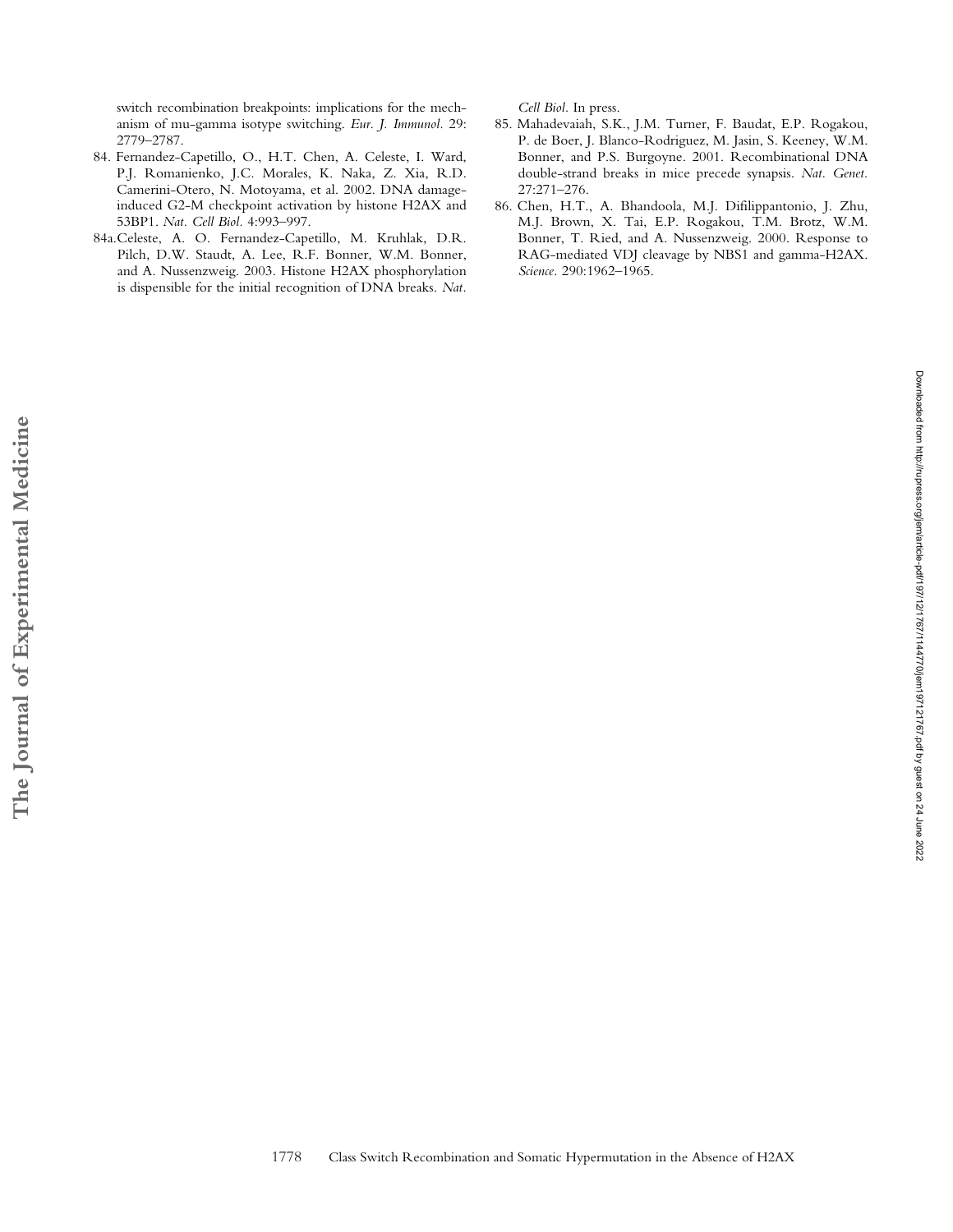switch recombination breakpoints: implications for the mechanism of mu-gamma isotype switching. *Eur. J. Immunol.* 29: 2779–2787.

84. Fernandez-Capetillo, O., H.T. Chen, A. Celeste, I. Ward, P.J. Romanienko, J.C. Morales, K. Naka, Z. Xia, R.D. Camerini-Otero, N. Motoyama, et al. 2002. DNA damage-induced G2-M checkpoint activation by histone H2AX and 53BP1. *Nat. Cell Biol.* 4:993–997.

84a. Celeste, A. O. Fernandez-Capetillo, M. Kruhlak, D.R. Pilch, D.W. Staudt, A. Lee, R.F. Bonner, W.M. Bonner, and A. Nussenzweig. 2003. Histone H2AX phosphorylation is dispensible for the initial recognition of DNA breaks. *Nat. Cell Biol.* In press.

85. Mahadevaiah, S.K., J.M. Turner, F. Baudat, E.P. Rogakou, P. de Boer, J. Blanco-Rodriguez, M. Jasin, S. Keeney, W.M. Bonner, and P.S. Burgoyne. 2001. Recombinational DNA double-strand breaks in mice precede synapsis. *Nat. Genet.* 27:271–276.

86. Chen, H.T., A. Bhandoola, M.J. Difilippantonio, J. Zhu, M.J. Brown, X. Tai, E.P. Rogakou, T.M. Brotz, W.M. Bonner, T. Ried, and A. Nussenzweig. 2000. Response to RAG-mediated VDJ cleavage by NBS1 and gamma-H2AX. *Science.* 290:1962–1965.